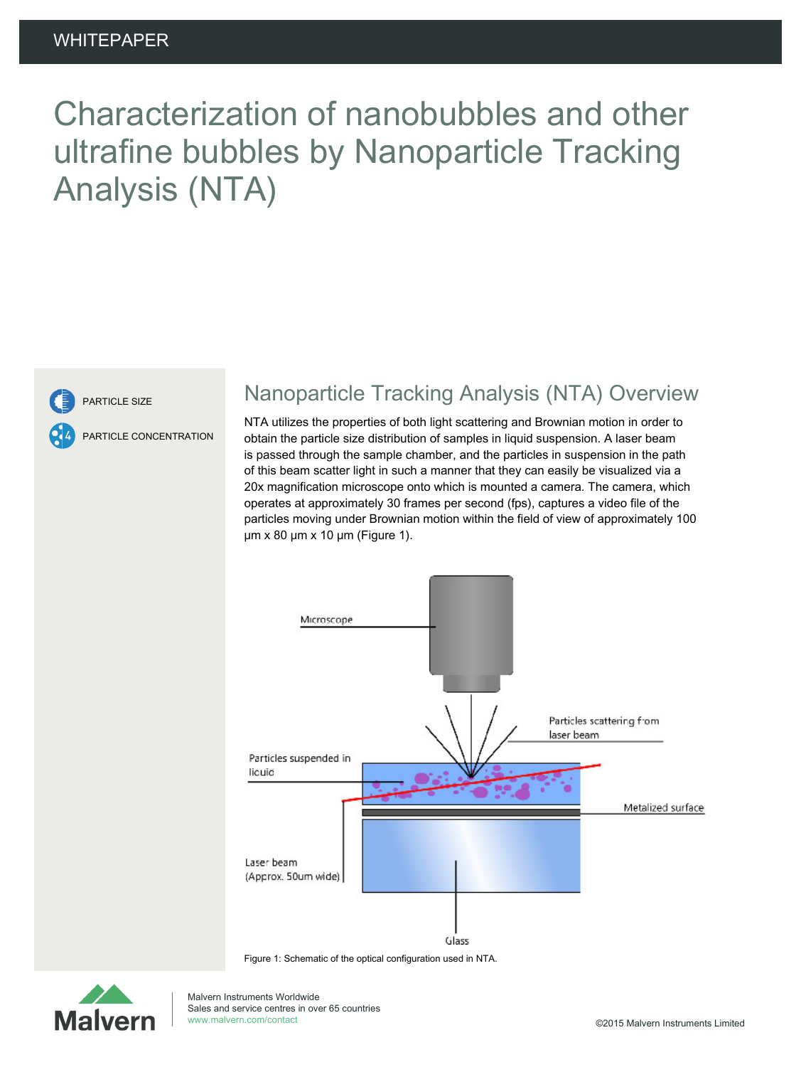WHITEPAPER

# Characterization of nanobubbles and other ultrafine bubbles by Nanoparticle Tracking Analysis (NTA)

PARTICLE SIZE

PARTICLE CONCENTRATION

## Nanoparticle Tracking Analysis (NTA) Overview

NTA utilizes the properties of both light scattering and Brownian motion in order to obtain the particle size distribution of samples in liquid suspension. A laser beam is passed through the sample chamber, and the particles in suspension in the path of this beam scatter light in such a manner that they can easily be visualized via a 20x magnification microscope onto which is mounted a camera. The camera, which operates at approximately 30 frames per second (fps), captures a video file of the particles moving under Brownian motion within the field of view of approximately 100 µm x 80 µm x 10 µm (Figure 1).

Figure 1: Schematic of the optical configuration used in NTA.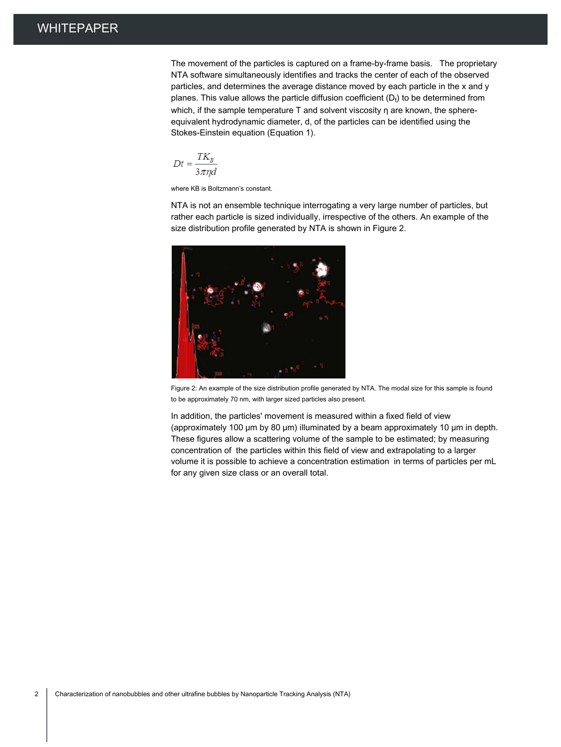The movement of the particles is captured on a frame-by-frame basis. The proprietary NTA software simultaneously identifies and tracks the center of each of the observed particles, and determines the average distance moved by each particle in the x and y planes. This value allows the particle diffusion coefficient ($D_t$) to be determined from which, if the sample temperature T and solvent viscosity η are known, the sphere-equivalent hydrodynamic diameter, d, of the particles can be identified using the Stokes-Einstein equation (Equation 1).

$$Dt = \frac{TK_B}{3\pi\eta d}$$

where KB is Boltzmann's constant.

NTA is not an ensemble technique interrogating a very large number of particles, but rather each particle is sized individually, irrespective of the others. An example of the size distribution profile generated by NTA is shown in Figure 2.

Figure 2: An example of the size distribution profile generated by NTA. The modal size for this sample is found to be approximately 70 nm, with larger sized particles also present.

In addition, the particles' movement is measured within a fixed field of view (approximately 100 μm by 80 μm) illuminated by a beam approximately 10 μm in depth. These figures allow a scattering volume of the sample to be estimated; by measuring concentration of the particles within this field of view and extrapolating to a larger volume it is possible to achieve a concentration estimation in terms of particles per mL for any given size class or an overall total.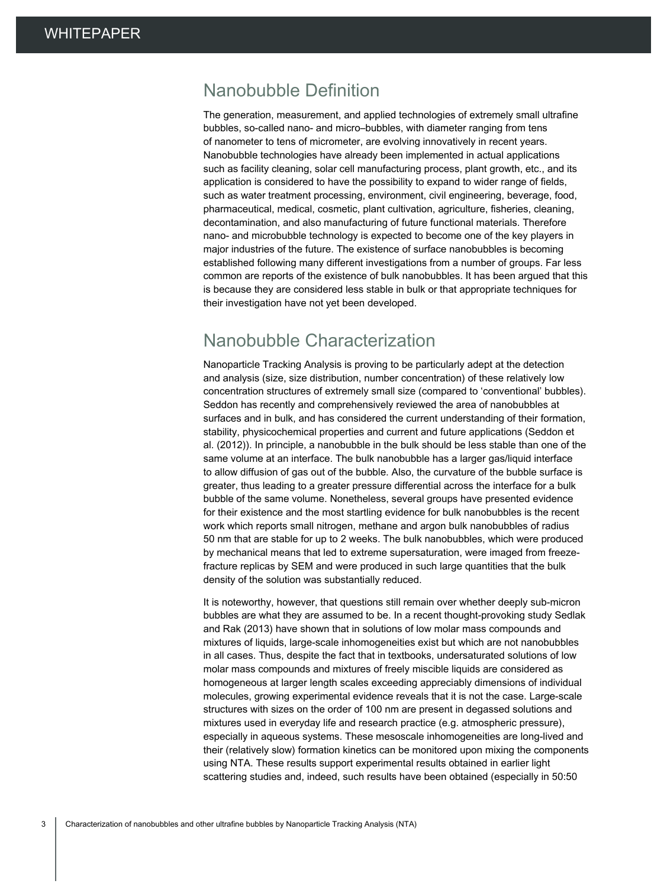## Nanobubble Definition

The generation, measurement, and applied technologies of extremely small ultrafine bubbles, so-called nano- and micro–bubbles, with diameter ranging from tens of nanometer to tens of micrometer, are evolving innovatively in recent years. Nanobubble technologies have already been implemented in actual applications such as facility cleaning, solar cell manufacturing process, plant growth, etc., and its application is considered to have the possibility to expand to wider range of fields, such as water treatment processing, environment, civil engineering, beverage, food, pharmaceutical, medical, cosmetic, plant cultivation, agriculture, fisheries, cleaning, decontamination, and also manufacturing of future functional materials. Therefore nano- and microbubble technology is expected to become one of the key players in major industries of the future. The existence of surface nanobubbles is becoming established following many different investigations from a number of groups. Far less common are reports of the existence of bulk nanobubbles. It has been argued that this is because they are considered less stable in bulk or that appropriate techniques for their investigation have not yet been developed.

## Nanobubble Characterization

Nanoparticle Tracking Analysis is proving to be particularly adept at the detection and analysis (size, size distribution, number concentration) of these relatively low concentration structures of extremely small size (compared to 'conventional' bubbles). Seddon has recently and comprehensively reviewed the area of nanobubbles at surfaces and in bulk, and has considered the current understanding of their formation, stability, physicochemical properties and current and future applications (Seddon et al. (2012)). In principle, a nanobubble in the bulk should be less stable than one of the same volume at an interface. The bulk nanobubble has a larger gas/liquid interface to allow diffusion of gas out of the bubble. Also, the curvature of the bubble surface is greater, thus leading to a greater pressure differential across the interface for a bulk bubble of the same volume. Nonetheless, several groups have presented evidence for their existence and the most startling evidence for bulk nanobubbles is the recent work which reports small nitrogen, methane and argon bulk nanobubbles of radius 50 nm that are stable for up to 2 weeks. The bulk nanobubbles, which were produced by mechanical means that led to extreme supersaturation, were imaged from freeze-fracture replicas by SEM and were produced in such large quantities that the bulk density of the solution was substantially reduced.

It is noteworthy, however, that questions still remain over whether deeply sub-micron bubbles are what they are assumed to be. In a recent thought-provoking study Sedlak and Rak (2013) have shown that in solutions of low molar mass compounds and mixtures of liquids, large-scale inhomogeneities exist but which are not nanobubbles in all cases. Thus, despite the fact that in textbooks, undersaturated solutions of low molar mass compounds and mixtures of freely miscible liquids are considered as homogeneous at larger length scales exceeding appreciably dimensions of individual molecules, growing experimental evidence reveals that it is not the case. Large-scale structures with sizes on the order of 100 nm are present in degassed solutions and mixtures used in everyday life and research practice (e.g. atmospheric pressure), especially in aqueous systems. These mesoscale inhomogeneities are long-lived and their (relatively slow) formation kinetics can be monitored upon mixing the components using NTA. These results support experimental results obtained in earlier light scattering studies and, indeed, such results have been obtained (especially in 50:50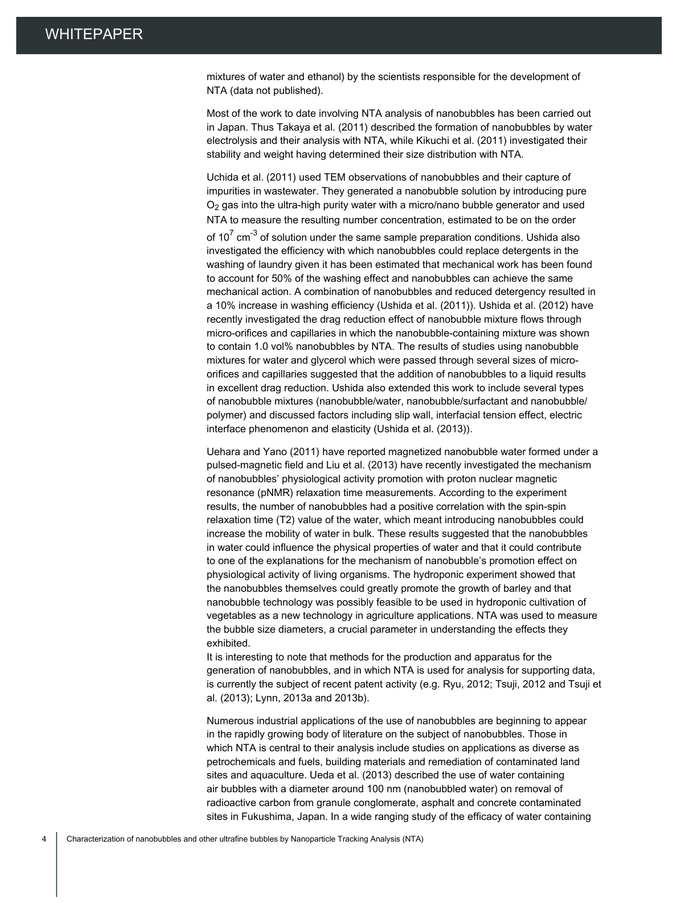mixtures of water and ethanol) by the scientists responsible for the development of NTA (data not published).

Most of the work to date involving NTA analysis of nanobubbles has been carried out in Japan. Thus Takaya et al. (2011) described the formation of nanobubbles by water electrolysis and their analysis with NTA, while Kikuchi et al. (2011) investigated their stability and weight having determined their size distribution with NTA.

Uchida et al. (2011) used TEM observations of nanobubbles and their capture of impurities in wastewater. They generated a nanobubble solution by introducing pure $O_2$ gas into the ultra-high purity water with a micro/nano bubble generator and used NTA to measure the resulting number concentration, estimated to be on the order of $10^7$ $cm^{-3}$ of solution under the same sample preparation conditions. Ushida also investigated the efficiency with which nanobubbles could replace detergents in the washing of laundry given it has been estimated that mechanical work has been found to account for 50% of the washing effect and nanobubbles can achieve the same mechanical action. A combination of nanobubbles and reduced detergency resulted in a 10% increase in washing efficiency (Ushida et al. (2011)). Ushida et al. (2012) have recently investigated the drag reduction effect of nanobubble mixture flows through micro-orifices and capillaries in which the nanobubble-containing mixture was shown to contain 1.0 vol% nanobubbles by NTA. The results of studies using nanobubble mixtures for water and glycerol which were passed through several sizes of micro-orifices and capillaries suggested that the addition of nanobubbles to a liquid results in excellent drag reduction. Ushida also extended this work to include several types of nanobubble mixtures (nanobubble/water, nanobubble/surfactant and nanobubble/polymer) and discussed factors including slip wall, interfacial tension effect, electric interface phenomenon and elasticity (Ushida et al. (2013)).

Uehara and Yano (2011) have reported magnetized nanobubble water formed under a pulsed-magnetic field and Liu et al. (2013) have recently investigated the mechanism of nanobubbles' physiological activity promotion with proton nuclear magnetic resonance (pNMR) relaxation time measurements. According to the experiment results, the number of nanobubbles had a positive correlation with the spin-spin relaxation time (T2) value of the water, which meant introducing nanobubbles could increase the mobility of water in bulk. These results suggested that the nanobubbles in water could influence the physical properties of water and that it could contribute to one of the explanations for the mechanism of nanobubble's promotion effect on physiological activity of living organisms. The hydroponic experiment showed that the nanobubbles themselves could greatly promote the growth of barley and that nanobubble technology was possibly feasible to be used in hydroponic cultivation of vegetables as a new technology in agriculture applications. NTA was used to measure the bubble size diameters, a crucial parameter in understanding the effects they exhibited.

It is interesting to note that methods for the production and apparatus for the generation of nanobubbles, and in which NTA is used for analysis for supporting data, is currently the subject of recent patent activity (e.g. Ryu, 2012; Tsuji, 2012 and Tsuji et al. (2013); Lynn, 2013a and 2013b).

Numerous industrial applications of the use of nanobubbles are beginning to appear in the rapidly growing body of literature on the subject of nanobubbles. Those in which NTA is central to their analysis include studies on applications as diverse as petrochemicals and fuels, building materials and remediation of contaminated land sites and aquaculture. Ueda et al. (2013) described the use of water containing air bubbles with a diameter around 100 nm (nanobubbled water) on removal of radioactive carbon from granule conglomerate, asphalt and concrete contaminated sites in Fukushima, Japan. In a wide ranging study of the efficacy of water containing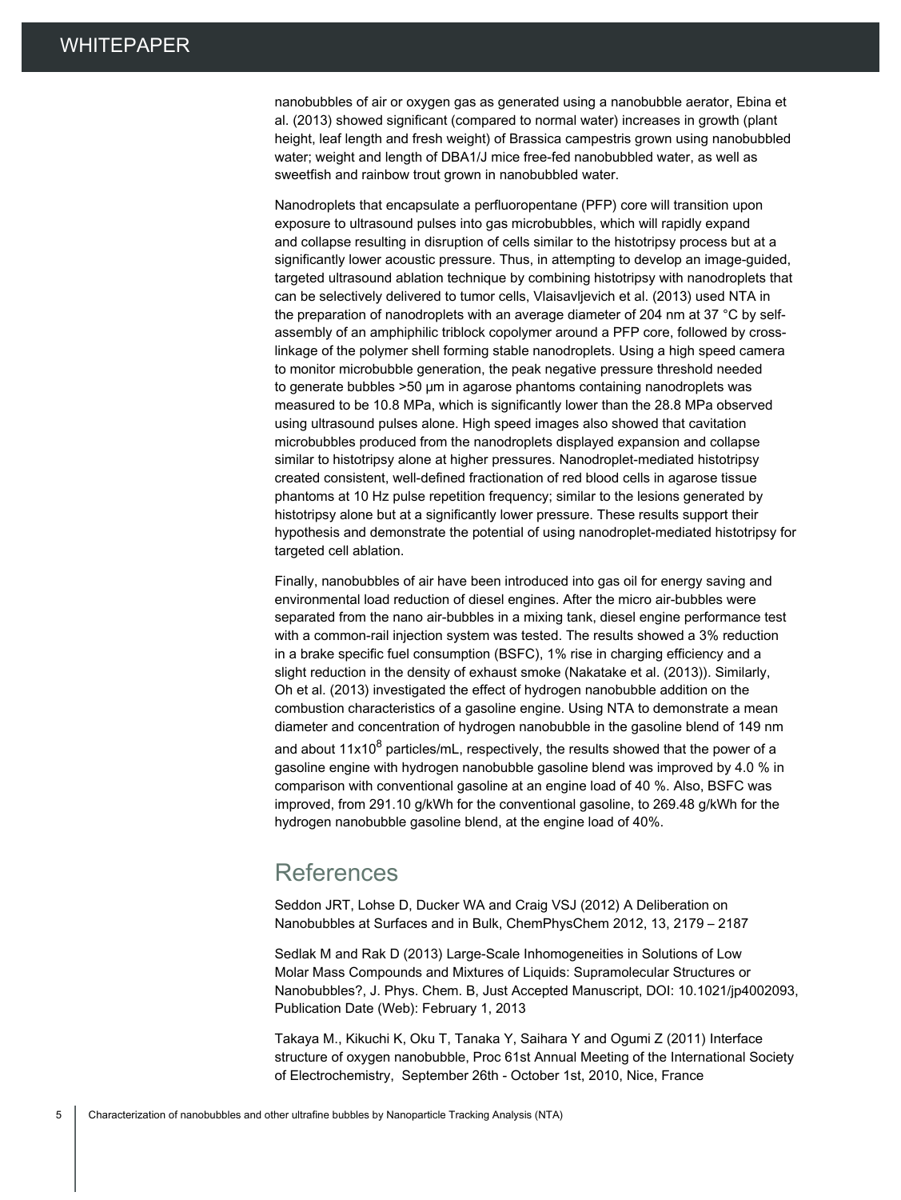nanobubbles of air or oxygen gas as generated using a nanobubble aerator, Ebina et al. (2013) showed significant (compared to normal water) increases in growth (plant height, leaf length and fresh weight) of Brassica campestris grown using nanobubbled water; weight and length of DBA1/J mice free-fed nanobubbled water, as well as sweetfish and rainbow trout grown in nanobubbled water.

Nanodroplets that encapsulate a perfluoropentane (PFP) core will transition upon exposure to ultrasound pulses into gas microbubbles, which will rapidly expand and collapse resulting in disruption of cells similar to the histotripsy process but at a significantly lower acoustic pressure. Thus, in attempting to develop an image-guided, targeted ultrasound ablation technique by combining histotripsy with nanodroplets that can be selectively delivered to tumor cells, Vlaisavljevich et al. (2013) used NTA in the preparation of nanodroplets with an average diameter of 204 nm at 37 °C by self-assembly of an amphiphilic triblock copolymer around a PFP core, followed by cross-linkage of the polymer shell forming stable nanodroplets. Using a high speed camera to monitor microbubble generation, the peak negative pressure threshold needed to generate bubbles >50 μm in agarose phantoms containing nanodroplets was measured to be 10.8 MPa, which is significantly lower than the 28.8 MPa observed using ultrasound pulses alone. High speed images also showed that cavitation microbubbles produced from the nanodroplets displayed expansion and collapse similar to histotripsy alone at higher pressures. Nanodroplet-mediated histotripsy created consistent, well-defined fractionation of red blood cells in agarose tissue phantoms at 10 Hz pulse repetition frequency; similar to the lesions generated by histotripsy alone but at a significantly lower pressure. These results support their hypothesis and demonstrate the potential of using nanodroplet-mediated histotripsy for targeted cell ablation.

Finally, nanobubbles of air have been introduced into gas oil for energy saving and environmental load reduction of diesel engines. After the micro air-bubbles were separated from the nano air-bubbles in a mixing tank, diesel engine performance test with a common-rail injection system was tested. The results showed a 3% reduction in a brake specific fuel consumption (BSFC), 1% rise in charging efficiency and a slight reduction in the density of exhaust smoke (Nakatake et al. (2013)). Similarly, Oh et al. (2013) investigated the effect of hydrogen nanobubble addition on the combustion characteristics of a gasoline engine. Using NTA to demonstrate a mean diameter and concentration of hydrogen nanobubble in the gasoline blend of 149 nm and about $11 \times 10^8$ particles/mL, respectively, the results showed that the power of a gasoline engine with hydrogen nanobubble gasoline blend was improved by 4.0 % in comparison with conventional gasoline at an engine load of 40 %. Also, BSFC was improved, from 291.10 g/kWh for the conventional gasoline, to 269.48 g/kWh for the hydrogen nanobubble gasoline blend, at the engine load of 40%.

## References

Seddon JRT, Lohse D, Ducker WA and Craig VSJ (2012) A Deliberation on Nanobubbles at Surfaces and in Bulk, ChemPhysChem 2012, 13, 2179 – 2187

Sedlak M and Rak D (2013) Large-Scale Inhomogeneities in Solutions of Low Molar Mass Compounds and Mixtures of Liquids: Supramolecular Structures or Nanobubbles?, J. Phys. Chem. B, Just Accepted Manuscript, DOI: 10.1021/jp4002093, Publication Date (Web): February 1, 2013

Takaya M., Kikuchi K, Oku T, Tanaka Y, Saihara Y and Ogumi Z (2011) Interface structure of oxygen nanobubble, Proc 61st Annual Meeting of the International Society of Electrochemistry, September 26th - October 1st, 2010, Nice, France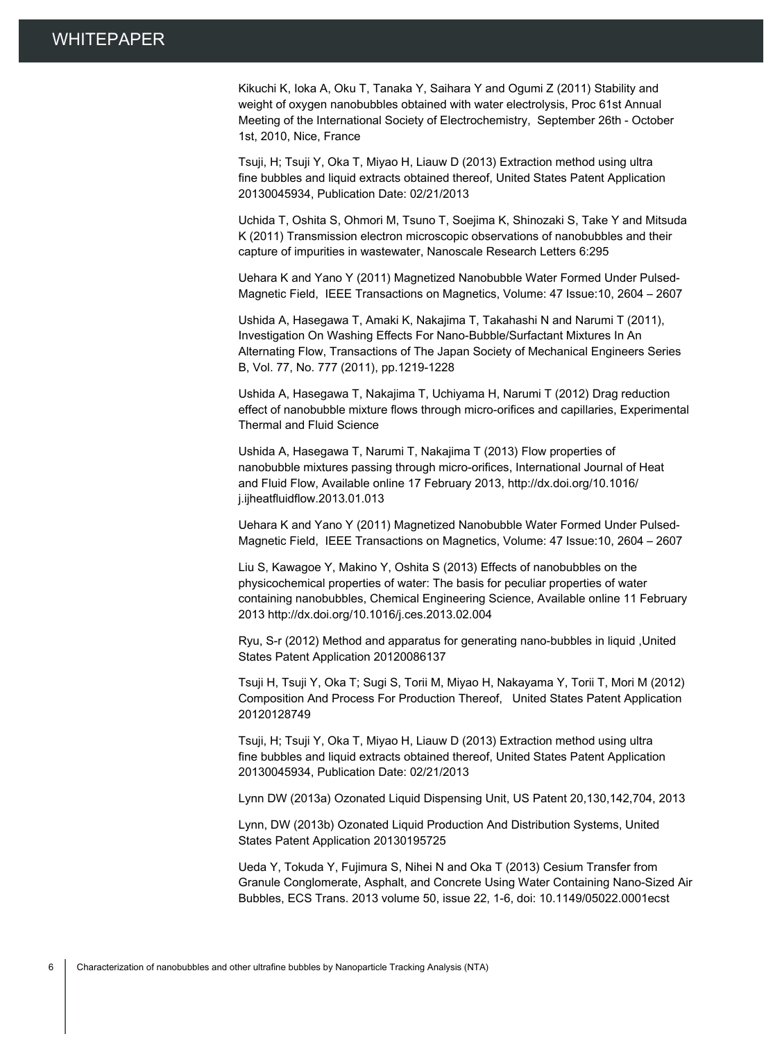Kikuchi K, Ioka A, Oku T, Tanaka Y, Saihara Y and Ogumi Z (2011) Stability and weight of oxygen nanobubbles obtained with water electrolysis, Proc 61st Annual Meeting of the International Society of Electrochemistry, September 26th - October 1st, 2010, Nice, France

Tsuji, H; Tsuji Y, Oka T, Miyao H, Liauw D (2013) Extraction method using ultra fine bubbles and liquid extracts obtained thereof, United States Patent Application 20130045934, Publication Date: 02/21/2013

Uchida T, Oshita S, Ohmori M, Tsuno T, Soejima K, Shinozaki S, Take Y and Mitsuda K (2011) Transmission electron microscopic observations of nanobubbles and their capture of impurities in wastewater, Nanoscale Research Letters 6:295

Uehara K and Yano Y (2011) Magnetized Nanobubble Water Formed Under Pulsed-Magnetic Field, IEEE Transactions on Magnetics, Volume: 47 Issue:10, 2604 – 2607

Ushida A, Hasegawa T, Amaki K, Nakajima T, Takahashi N and Narumi T (2011), Investigation On Washing Effects For Nano-Bubble/Surfactant Mixtures In An Alternating Flow, Transactions of The Japan Society of Mechanical Engineers Series B, Vol. 77, No. 777 (2011), pp.1219-1228

Ushida A, Hasegawa T, Nakajima T, Uchiyama H, Narumi T (2012) Drag reduction effect of nanobubble mixture flows through micro-orifices and capillaries, Experimental Thermal and Fluid Science

Ushida A, Hasegawa T, Narumi T, Nakajima T (2013) Flow properties of nanobubble mixtures passing through micro-orifices, International Journal of Heat and Fluid Flow, Available online 17 February 2013, http://dx.doi.org/10.1016/j.ijheatfluidflow.2013.01.013

Uehara K and Yano Y (2011) Magnetized Nanobubble Water Formed Under Pulsed-Magnetic Field, IEEE Transactions on Magnetics, Volume: 47 Issue:10, 2604 – 2607

Liu S, Kawagoe Y, Makino Y, Oshita S (2013) Effects of nanobubbles on the physicochemical properties of water: The basis for peculiar properties of water containing nanobubbles, Chemical Engineering Science, Available online 11 February 2013 http://dx.doi.org/10.1016/j.ces.2013.02.004

Ryu, S-r (2012) Method and apparatus for generating nano-bubbles in liquid ,United States Patent Application 20120086137

Tsuji H, Tsuji Y, Oka T; Sugi S, Torii M, Miyao H, Nakayama Y, Torii T, Mori M (2012) Composition And Process For Production Thereof, United States Patent Application 20120128749

Tsuji, H; Tsuji Y, Oka T, Miyao H, Liauw D (2013) Extraction method using ultra fine bubbles and liquid extracts obtained thereof, United States Patent Application 20130045934, Publication Date: 02/21/2013

Lynn DW (2013a) Ozonated Liquid Dispensing Unit, US Patent 20,130,142,704, 2013

Lynn, DW (2013b) Ozonated Liquid Production And Distribution Systems, United States Patent Application 20130195725

Ueda Y, Tokuda Y, Fujimura S, Nihei N and Oka T (2013) Cesium Transfer from Granule Conglomerate, Asphalt, and Concrete Using Water Containing Nano-Sized Air Bubbles, ECS Trans. 2013 volume 50, issue 22, 1-6, doi: 10.1149/05022.0001ecst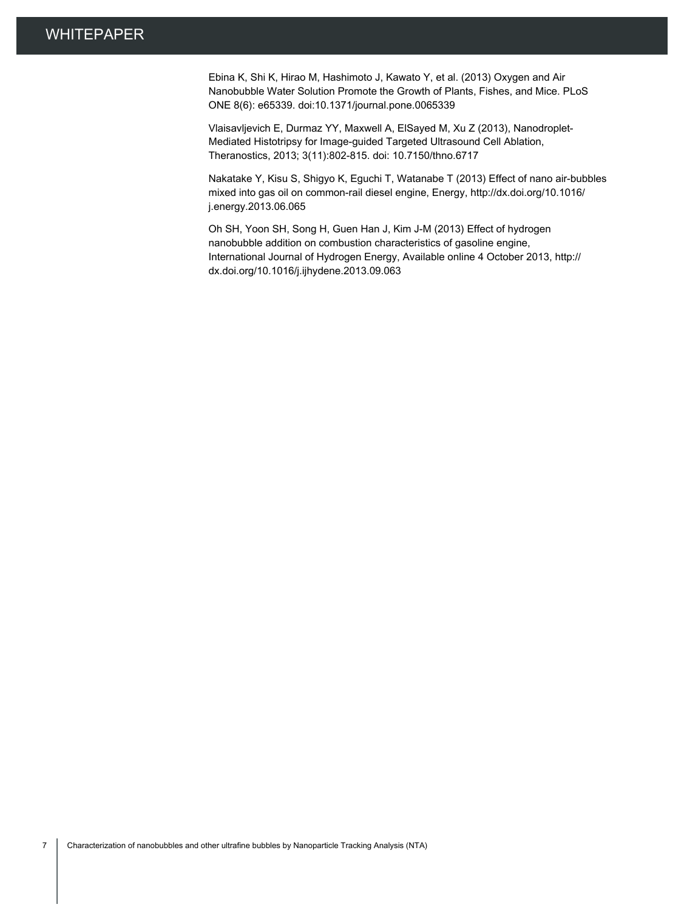Ebina K, Shi K, Hirao M, Hashimoto J, Kawato Y, et al. (2013) Oxygen and Air Nanobubble Water Solution Promote the Growth of Plants, Fishes, and Mice. PLoS ONE 8(6): e65339. doi:10.1371/journal.pone.0065339

Vlaisavljevich E, Durmaz YY, Maxwell A, ElSayed M, Xu Z (2013), Nanodroplet-Mediated Histotripsy for Image-guided Targeted Ultrasound Cell Ablation, Theranostics, 2013; 3(11):802-815. doi: 10.7150/thno.6717

Nakatake Y, Kisu S, Shigyo K, Eguchi T, Watanabe T (2013) Effect of nano air-bubbles mixed into gas oil on common-rail diesel engine, Energy, http://dx.doi.org/10.1016/j.energy.2013.06.065

Oh SH, Yoon SH, Song H, Guen Han J, Kim J-M (2013) Effect of hydrogen nanobubble addition on combustion characteristics of gasoline engine, International Journal of Hydrogen Energy, Available online 4 October 2013, http://dx.doi.org/10.1016/j.ijhydene.2013.09.063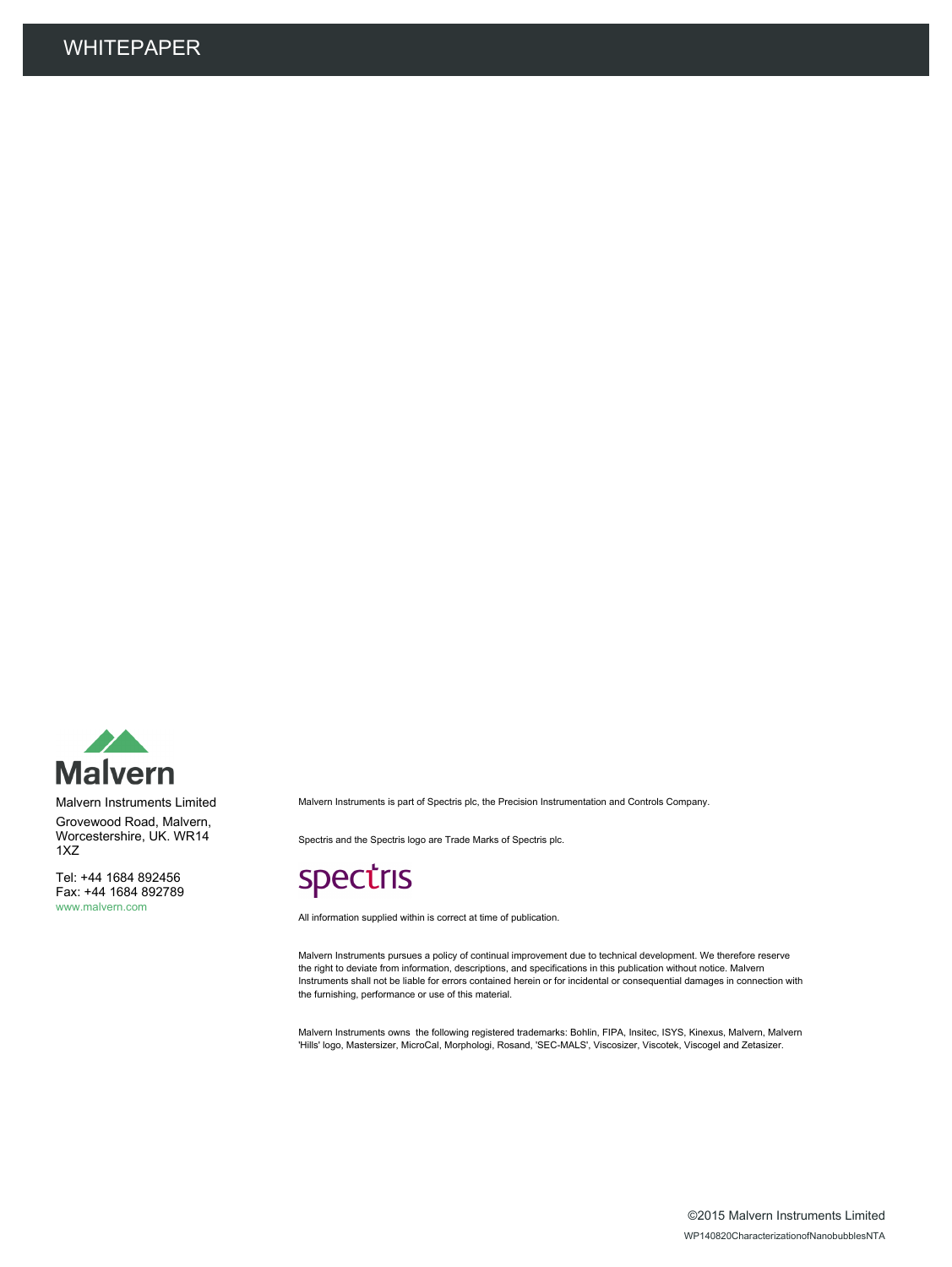Malvern Instruments Limited

Grovewood Road, Malvern, Worcestershire, UK. WR14 1XZ

Tel: +44 1684 892456
Fax: +44 1684 892789
www.malvern.com

Malvern Instruments is part of Spectris plc, the Precision Instrumentation and Controls Company.

Spectris and the Spectris logo are Trade Marks of Spectris plc.

All information supplied within is correct at time of publication.

Malvern Instruments pursues a policy of continual improvement due to technical development. We therefore reserve the right to deviate from information, descriptions, and specifications in this publication without notice. Malvern Instruments shall not be liable for errors contained herein or for incidental or consequential damages in connection with the furnishing, performance or use of this material.

Malvern Instruments owns the following registered trademarks: Bohlin, FIPA, Insitec, ISYS, Kinexus, Malvern, Malvern 'Hills' logo, Mastersizer, MicroCal, Morphologi, Rosand, 'SEC-MALS', Viscosizer, Viscotek, Viscogel and Zetasizer.

©2015 Malvern Instruments Limited

WP140820CharacterizationofNanobubblesNTA